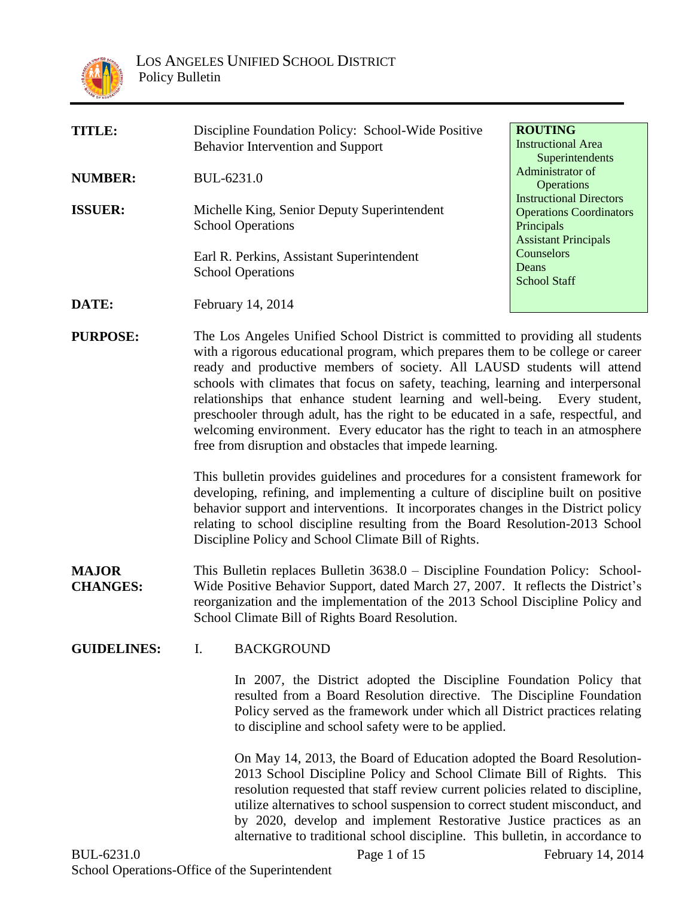LOS ANGELES UNIFIED SCHOOL DISTRICT
Policy Bulletin

| | | ROUTING |
|---|---|---|
| **TITLE:** | Discipline Foundation Policy: School-Wide Positive Behavior Intervention and Support | Instructional Area Superintendents<br>Administrator of Operations<br>Instructional Directors<br>Operations Coordinators<br>Principals<br>Assistant Principals<br>Counselors<br>Deans<br>School Staff |
| **NUMBER:** | BUL-6231.0 | |
| **ISSUER:** | Michelle King, Senior Deputy Superintendent<br>School Operations<br><br>Earl R. Perkins, Assistant Superintendent<br>School Operations | |
| **DATE:** | February 14, 2014 | |

**PURPOSE:**

The Los Angeles Unified School District is committed to providing all students with a rigorous educational program, which prepares them to be college or career ready and productive members of society. All LAUSD students will attend schools with climates that focus on safety, teaching, learning and interpersonal relationships that enhance student learning and well-being. Every student, preschooler through adult, has the right to be educated in a safe, respectful, and welcoming environment. Every educator has the right to teach in an atmosphere free from disruption and obstacles that impede learning.

This bulletin provides guidelines and procedures for a consistent framework for developing, refining, and implementing a culture of discipline built on positive behavior support and interventions. It incorporates changes in the District policy relating to school discipline resulting from the Board Resolution-2013 School Discipline Policy and School Climate Bill of Rights.

**MAJOR CHANGES:**

This Bulletin replaces Bulletin 3638.0 – Discipline Foundation Policy: School-Wide Positive Behavior Support, dated March 27, 2007. It reflects the District's reorganization and the implementation of the 2013 School Discipline Policy and School Climate Bill of Rights Board Resolution.

**GUIDELINES:**

I. BACKGROUND

In 2007, the District adopted the Discipline Foundation Policy that resulted from a Board Resolution directive. The Discipline Foundation Policy served as the framework under which all District practices relating to discipline and school safety were to be applied.

On May 14, 2013, the Board of Education adopted the Board Resolution-2013 School Discipline Policy and School Climate Bill of Rights. This resolution requested that staff review current policies related to discipline, utilize alternatives to school suspension to correct student misconduct, and by 2020, develop and implement Restorative Justice practices as an alternative to traditional school discipline. This bulletin, in accordance to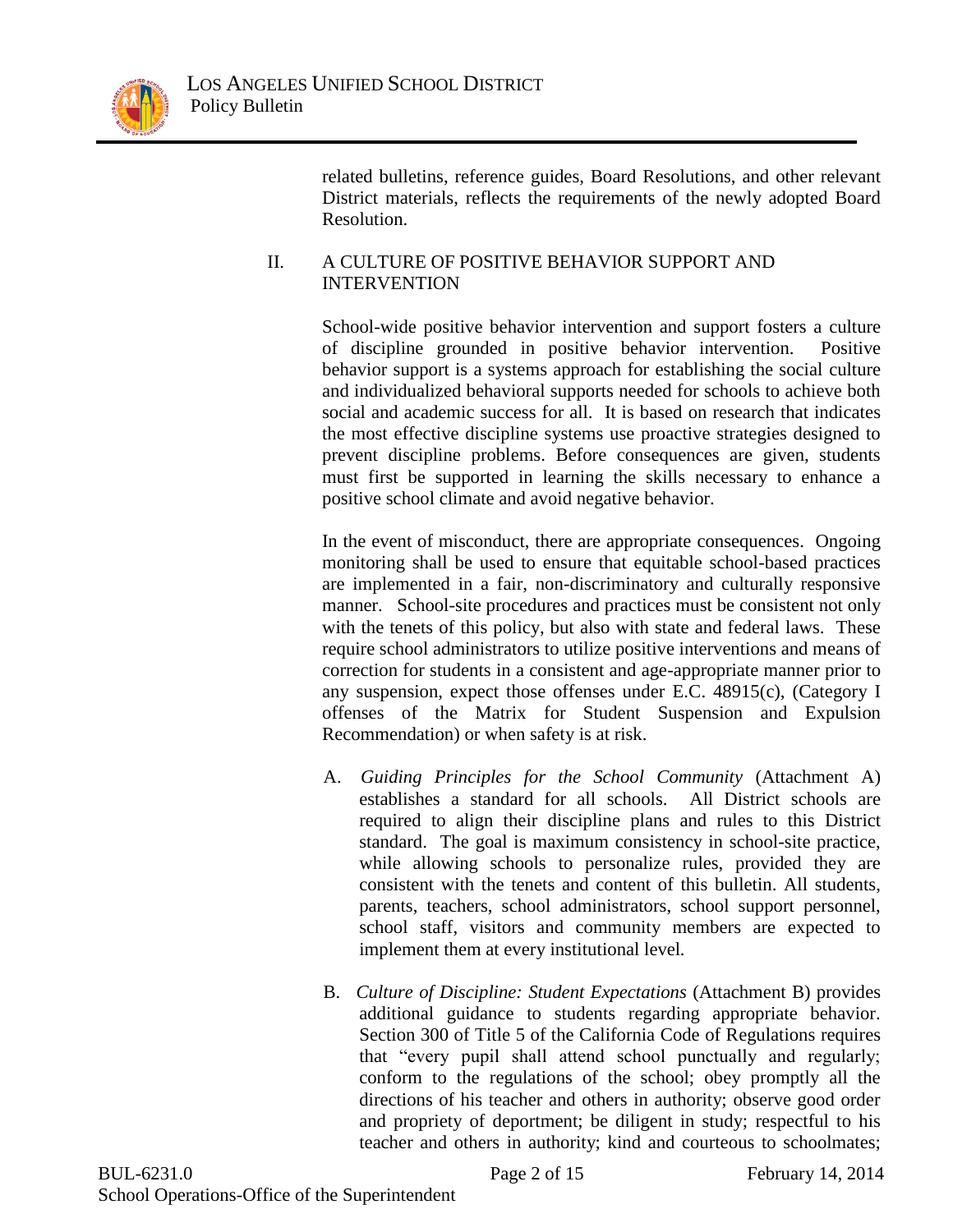related bulletins, reference guides, Board Resolutions, and other relevant District materials, reflects the requirements of the newly adopted Board Resolution.

## II. A CULTURE OF POSITIVE BEHAVIOR SUPPORT AND INTERVENTION

School-wide positive behavior intervention and support fosters a culture of discipline grounded in positive behavior intervention. Positive behavior support is a systems approach for establishing the social culture and individualized behavioral supports needed for schools to achieve both social and academic success for all. It is based on research that indicates the most effective discipline systems use proactive strategies designed to prevent discipline problems. Before consequences are given, students must first be supported in learning the skills necessary to enhance a positive school climate and avoid negative behavior.

In the event of misconduct, there are appropriate consequences. Ongoing monitoring shall be used to ensure that equitable school-based practices are implemented in a fair, non-discriminatory and culturally responsive manner. School-site procedures and practices must be consistent not only with the tenets of this policy, but also with state and federal laws. These require school administrators to utilize positive interventions and means of correction for students in a consistent and age-appropriate manner prior to any suspension, expect those offenses under E.C. 48915(c), (Category I offenses of the Matrix for Student Suspension and Expulsion Recommendation) or when safety is at risk.

A. *Guiding Principles for the School Community* (Attachment A) establishes a standard for all schools. All District schools are required to align their discipline plans and rules to this District standard. The goal is maximum consistency in school-site practice, while allowing schools to personalize rules, provided they are consistent with the tenets and content of this bulletin. All students, parents, teachers, school administrators, school support personnel, school staff, visitors and community members are expected to implement them at every institutional level.

B. *Culture of Discipline: Student Expectations* (Attachment B) provides additional guidance to students regarding appropriate behavior. Section 300 of Title 5 of the California Code of Regulations requires that "every pupil shall attend school punctually and regularly; conform to the regulations of the school; obey promptly all the directions of his teacher and others in authority; observe good order and propriety of deportment; be diligent in study; respectful to his teacher and others in authority; kind and courteous to schoolmates;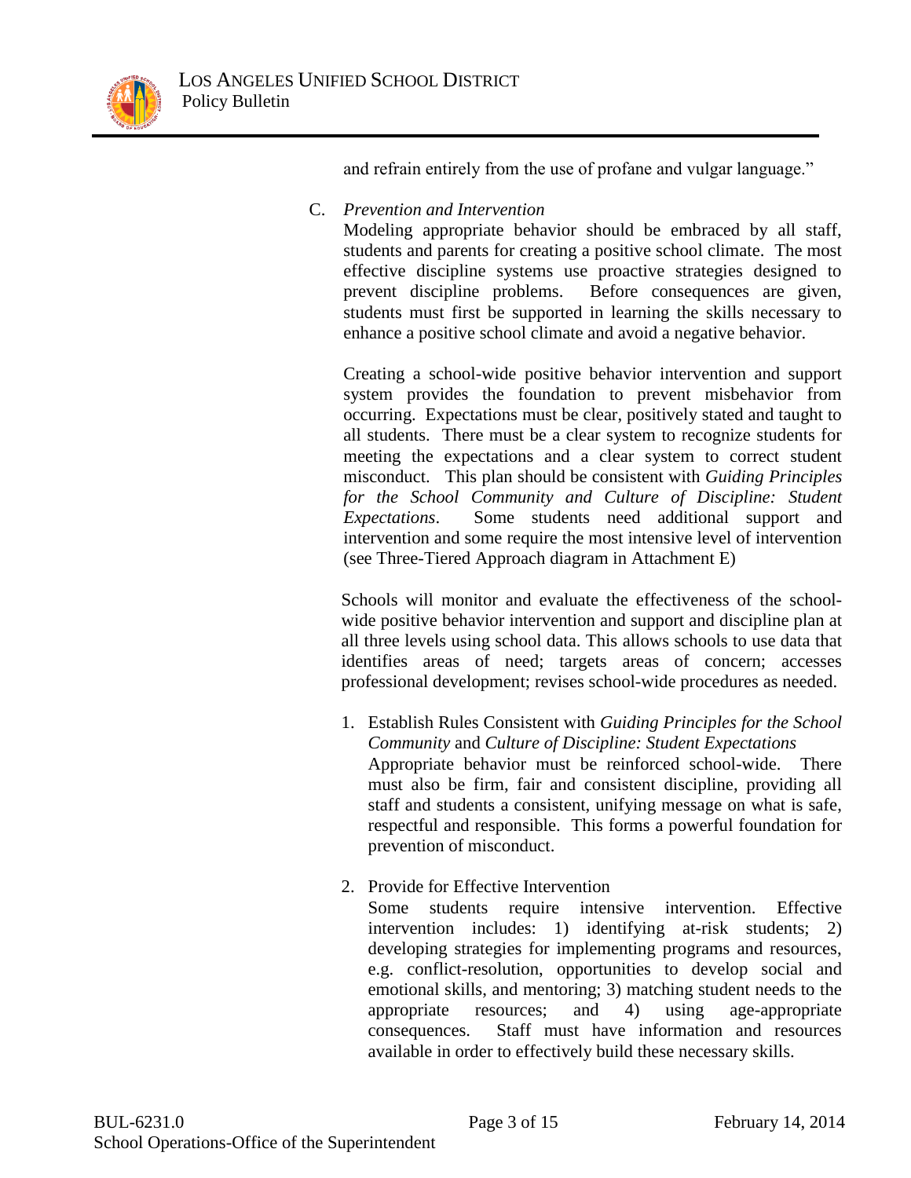and refrain entirely from the use of profane and vulgar language."

C. *Prevention and Intervention*

Modeling appropriate behavior should be embraced by all staff, students and parents for creating a positive school climate. The most effective discipline systems use proactive strategies designed to prevent discipline problems. Before consequences are given, students must first be supported in learning the skills necessary to enhance a positive school climate and avoid a negative behavior.

Creating a school-wide positive behavior intervention and support system provides the foundation to prevent misbehavior from occurring. Expectations must be clear, positively stated and taught to all students. There must be a clear system to recognize students for meeting the expectations and a clear system to correct student misconduct. This plan should be consistent with *Guiding Principles for the School Community and Culture of Discipline: Student Expectations*. Some students need additional support and intervention and some require the most intensive level of intervention (see Three-Tiered Approach diagram in Attachment E)

Schools will monitor and evaluate the effectiveness of the school-wide positive behavior intervention and support and discipline plan at all three levels using school data. This allows schools to use data that identifies areas of need; targets areas of concern; accesses professional development; revises school-wide procedures as needed.

1. Establish Rules Consistent with *Guiding Principles for the School Community* and *Culture of Discipline: Student Expectations*

   Appropriate behavior must be reinforced school-wide. There must also be firm, fair and consistent discipline, providing all staff and students a consistent, unifying message on what is safe, respectful and responsible. This forms a powerful foundation for prevention of misconduct.

2. Provide for Effective Intervention

   Some students require intensive intervention. Effective intervention includes: 1) identifying at-risk students; 2) developing strategies for implementing programs and resources, e.g. conflict-resolution, opportunities to develop social and emotional skills, and mentoring; 3) matching student needs to the appropriate resources; and 4) using age-appropriate consequences. Staff must have information and resources available in order to effectively build these necessary skills.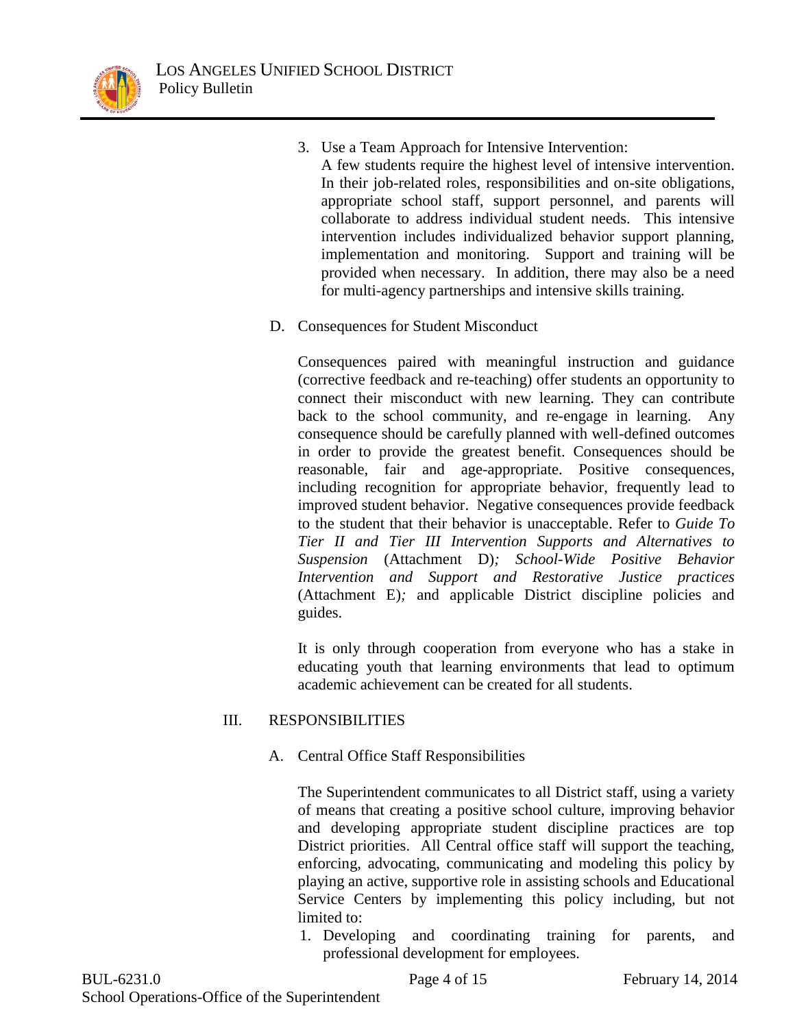3. Use a Team Approach for Intensive Intervention:
   A few students require the highest level of intensive intervention. In their job-related roles, responsibilities and on-site obligations, appropriate school staff, support personnel, and parents will collaborate to address individual student needs. This intensive intervention includes individualized behavior support planning, implementation and monitoring. Support and training will be provided when necessary. In addition, there may also be a need for multi-agency partnerships and intensive skills training.

D. Consequences for Student Misconduct

Consequences paired with meaningful instruction and guidance (corrective feedback and re-teaching) offer students an opportunity to connect their misconduct with new learning. They can contribute back to the school community, and re-engage in learning. Any consequence should be carefully planned with well-defined outcomes in order to provide the greatest benefit. Consequences should be reasonable, fair and age-appropriate. Positive consequences, including recognition for appropriate behavior, frequently lead to improved student behavior. Negative consequences provide feedback to the student that their behavior is unacceptable. Refer to *Guide To Tier II and Tier III Intervention Supports and Alternatives to Suspension* (Attachment D)*; School-Wide Positive Behavior Intervention and Support and Restorative Justice practices* (Attachment E)*;* and applicable District discipline policies and guides.

It is only through cooperation from everyone who has a stake in educating youth that learning environments that lead to optimum academic achievement can be created for all students.

## III. RESPONSIBILITIES

A. Central Office Staff Responsibilities

The Superintendent communicates to all District staff, using a variety of means that creating a positive school culture, improving behavior and developing appropriate student discipline practices are top District priorities. All Central office staff will support the teaching, enforcing, advocating, communicating and modeling this policy by playing an active, supportive role in assisting schools and Educational Service Centers by implementing this policy including, but not limited to:

1. Developing and coordinating training for parents, and professional development for employees.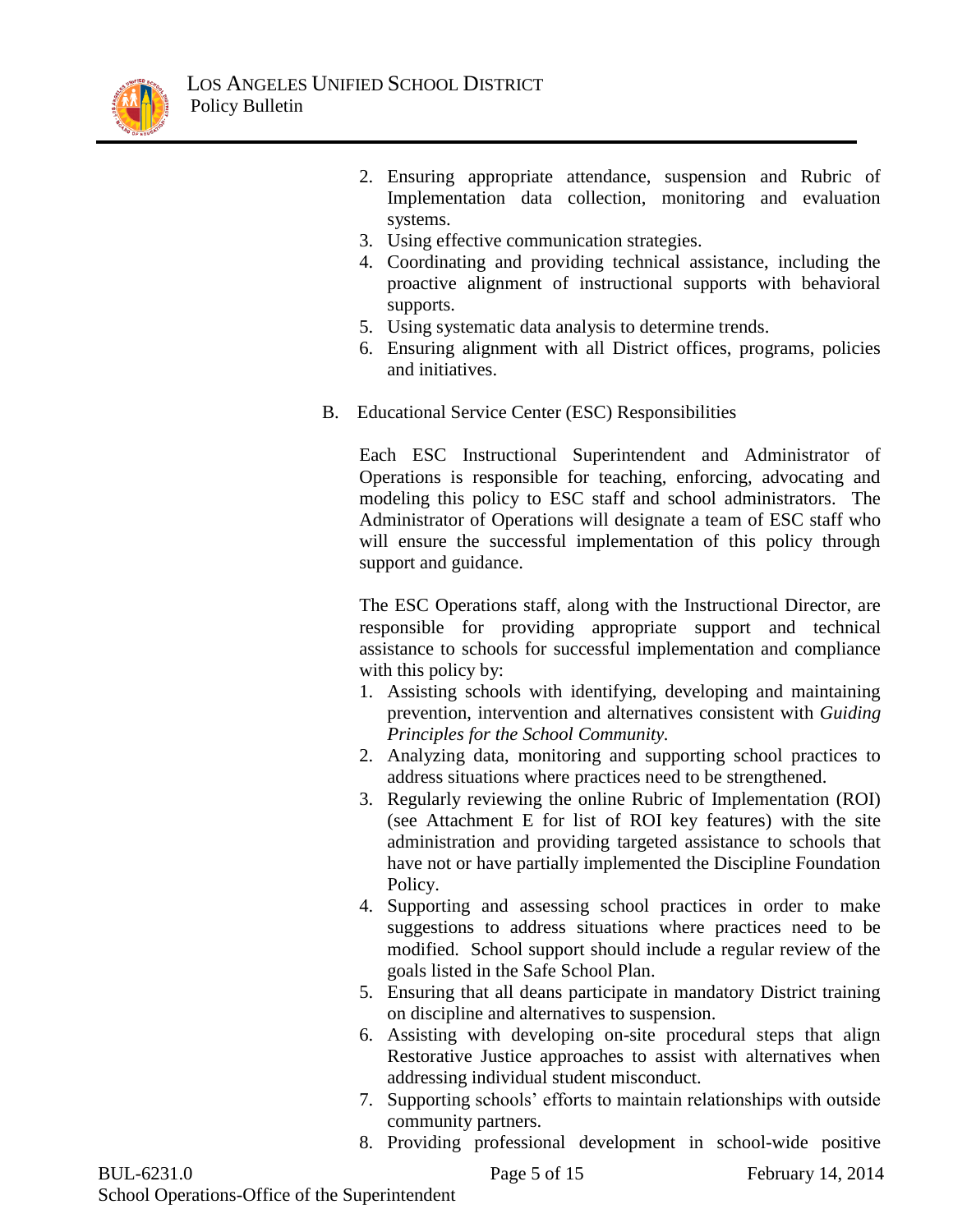2. Ensuring appropriate attendance, suspension and Rubric of Implementation data collection, monitoring and evaluation systems.
3. Using effective communication strategies.
4. Coordinating and providing technical assistance, including the proactive alignment of instructional supports with behavioral supports.
5. Using systematic data analysis to determine trends.
6. Ensuring alignment with all District offices, programs, policies and initiatives.

B. Educational Service Center (ESC) Responsibilities

Each ESC Instructional Superintendent and Administrator of Operations is responsible for teaching, enforcing, advocating and modeling this policy to ESC staff and school administrators. The Administrator of Operations will designate a team of ESC staff who will ensure the successful implementation of this policy through support and guidance.

The ESC Operations staff, along with the Instructional Director, are responsible for providing appropriate support and technical assistance to schools for successful implementation and compliance with this policy by:

1. Assisting schools with identifying, developing and maintaining prevention, intervention and alternatives consistent with *Guiding Principles for the School Community.*
2. Analyzing data, monitoring and supporting school practices to address situations where practices need to be strengthened.
3. Regularly reviewing the online Rubric of Implementation (ROI) (see Attachment E for list of ROI key features) with the site administration and providing targeted assistance to schools that have not or have partially implemented the Discipline Foundation Policy.
4. Supporting and assessing school practices in order to make suggestions to address situations where practices need to be modified. School support should include a regular review of the goals listed in the Safe School Plan.
5. Ensuring that all deans participate in mandatory District training on discipline and alternatives to suspension.
6. Assisting with developing on-site procedural steps that align Restorative Justice approaches to assist with alternatives when addressing individual student misconduct.
7. Supporting schools' efforts to maintain relationships with outside community partners.
8. Providing professional development in school-wide positive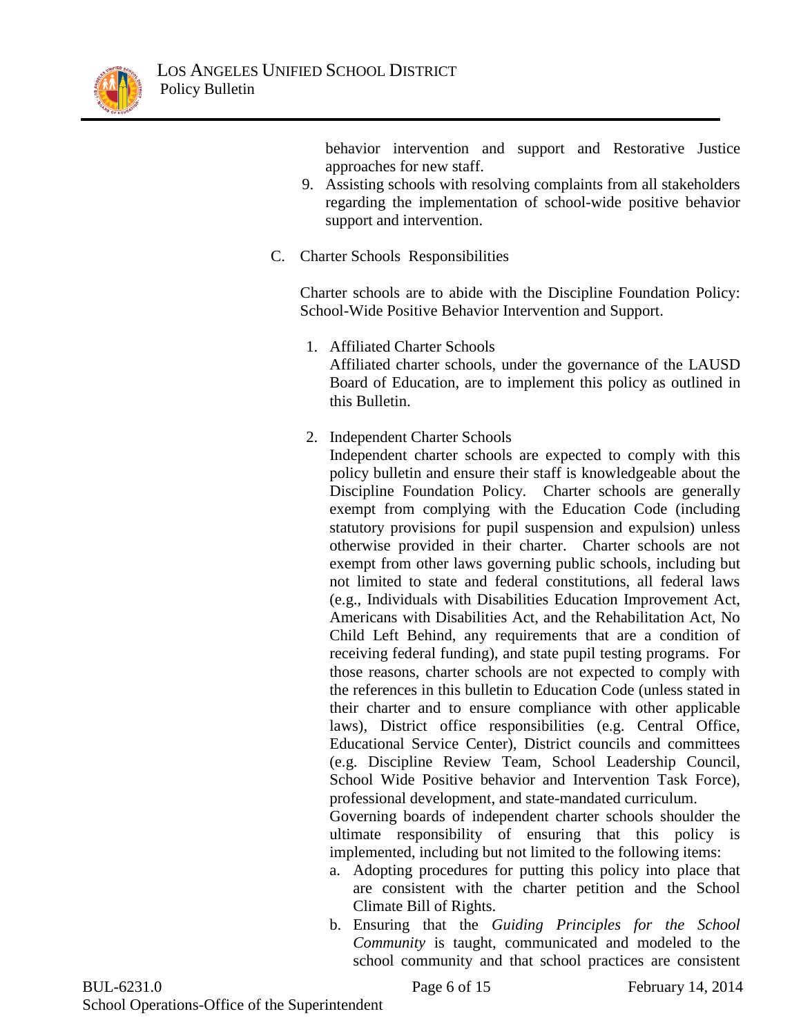behavior intervention and support and Restorative Justice approaches for new staff.

9. Assisting schools with resolving complaints from all stakeholders regarding the implementation of school-wide positive behavior support and intervention.

C. Charter Schools Responsibilities

Charter schools are to abide with the Discipline Foundation Policy: School-Wide Positive Behavior Intervention and Support.

1. Affiliated Charter Schools
   Affiliated charter schools, under the governance of the LAUSD Board of Education, are to implement this policy as outlined in this Bulletin.

2. Independent Charter Schools
   Independent charter schools are expected to comply with this policy bulletin and ensure their staff is knowledgeable about the Discipline Foundation Policy. Charter schools are generally exempt from complying with the Education Code (including statutory provisions for pupil suspension and expulsion) unless otherwise provided in their charter. Charter schools are not exempt from other laws governing public schools, including but not limited to state and federal constitutions, all federal laws (e.g., Individuals with Disabilities Education Improvement Act, Americans with Disabilities Act, and the Rehabilitation Act, No Child Left Behind, any requirements that are a condition of receiving federal funding), and state pupil testing programs. For those reasons, charter schools are not expected to comply with the references in this bulletin to Education Code (unless stated in their charter and to ensure compliance with other applicable laws), District office responsibilities (e.g. Central Office, Educational Service Center), District councils and committees (e.g. Discipline Review Team, School Leadership Council, School Wide Positive behavior and Intervention Task Force), professional development, and state-mandated curriculum.
   Governing boards of independent charter schools shoulder the ultimate responsibility of ensuring that this policy is implemented, including but not limited to the following items:
   a. Adopting procedures for putting this policy into place that are consistent with the charter petition and the School Climate Bill of Rights.
   b. Ensuring that the *Guiding Principles for the School Community* is taught, communicated and modeled to the school community and that school practices are consistent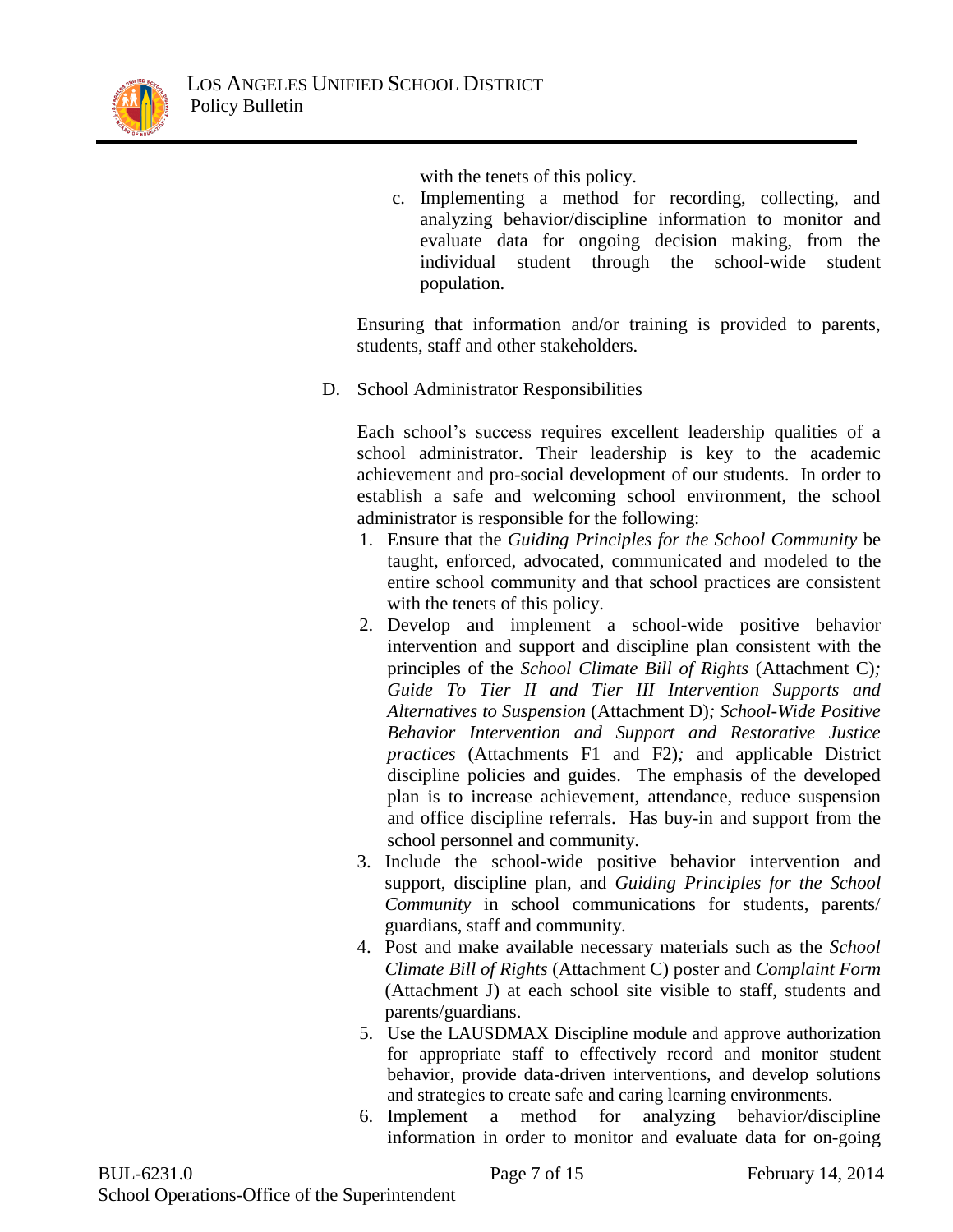with the tenets of this policy.

c. Implementing a method for recording, collecting, and analyzing behavior/discipline information to monitor and evaluate data for ongoing decision making, from the individual student through the school-wide student population.

Ensuring that information and/or training is provided to parents, students, staff and other stakeholders.

D. School Administrator Responsibilities

Each school's success requires excellent leadership qualities of a school administrator. Their leadership is key to the academic achievement and pro-social development of our students. In order to establish a safe and welcoming school environment, the school administrator is responsible for the following:

1. Ensure that the *Guiding Principles for the School Community* be taught, enforced, advocated, communicated and modeled to the entire school community and that school practices are consistent with the tenets of this policy.
2. Develop and implement a school-wide positive behavior intervention and support and discipline plan consistent with the principles of the *School Climate Bill of Rights* (Attachment C)*; Guide To Tier II and Tier III Intervention Supports and Alternatives to Suspension* (Attachment D)*; School-Wide Positive Behavior Intervention and Support and Restorative Justice practices* (Attachments F1 and F2)*;* and applicable District discipline policies and guides. The emphasis of the developed plan is to increase achievement, attendance, reduce suspension and office discipline referrals. Has buy-in and support from the school personnel and community.
3. Include the school-wide positive behavior intervention and support, discipline plan, and *Guiding Principles for the School Community* in school communications for students, parents/ guardians, staff and community.
4. Post and make available necessary materials such as the *School Climate Bill of Rights* (Attachment C) poster and *Complaint Form* (Attachment J) at each school site visible to staff, students and parents/guardians.
5. Use the LAUSDMAX Discipline module and approve authorization for appropriate staff to effectively record and monitor student behavior, provide data-driven interventions, and develop solutions and strategies to create safe and caring learning environments.
6. Implement a method for analyzing behavior/discipline information in order to monitor and evaluate data for on-going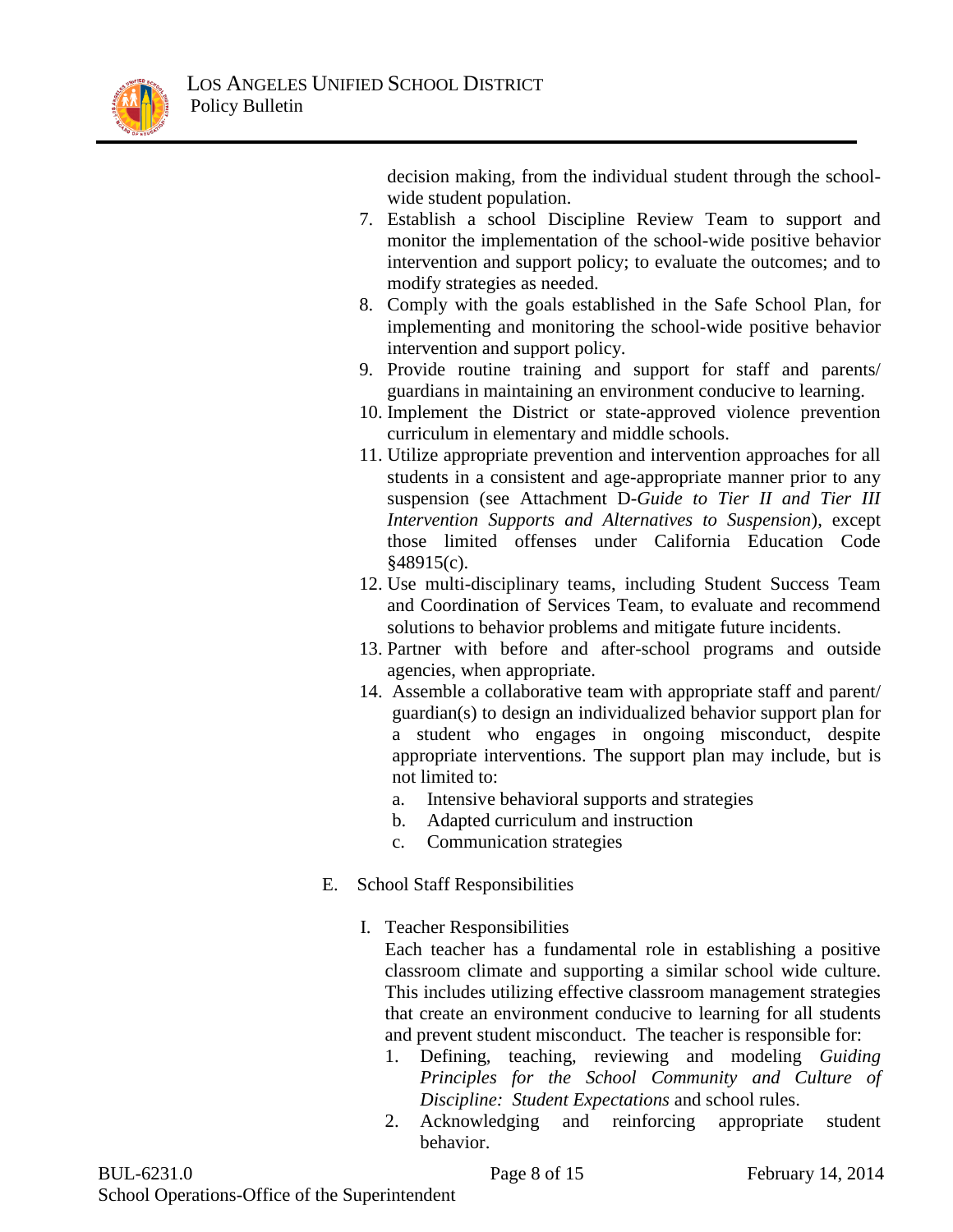decision making, from the individual student through the school-wide student population.

7. Establish a school Discipline Review Team to support and monitor the implementation of the school-wide positive behavior intervention and support policy; to evaluate the outcomes; and to modify strategies as needed.
8. Comply with the goals established in the Safe School Plan, for implementing and monitoring the school-wide positive behavior intervention and support policy.
9. Provide routine training and support for staff and parents/ guardians in maintaining an environment conducive to learning.
10. Implement the District or state-approved violence prevention curriculum in elementary and middle schools.
11. Utilize appropriate prevention and intervention approaches for all students in a consistent and age-appropriate manner prior to any suspension (see Attachment D-*Guide to Tier II and Tier III Intervention Supports and Alternatives to Suspension*), except those limited offenses under California Education Code §48915(c).
12. Use multi-disciplinary teams, including Student Success Team and Coordination of Services Team, to evaluate and recommend solutions to behavior problems and mitigate future incidents.
13. Partner with before and after-school programs and outside agencies, when appropriate.
14. Assemble a collaborative team with appropriate staff and parent/ guardian(s) to design an individualized behavior support plan for a student who engages in ongoing misconduct, despite appropriate interventions. The support plan may include, but is not limited to:
    a. Intensive behavioral supports and strategies
    b. Adapted curriculum and instruction
    c. Communication strategies

E. School Staff Responsibilities

I. Teacher Responsibilities

Each teacher has a fundamental role in establishing a positive classroom climate and supporting a similar school wide culture. This includes utilizing effective classroom management strategies that create an environment conducive to learning for all students and prevent student misconduct. The teacher is responsible for:

1. Defining, teaching, reviewing and modeling *Guiding Principles for the School Community and Culture of Discipline: Student Expectations* and school rules.
2. Acknowledging and reinforcing appropriate student behavior.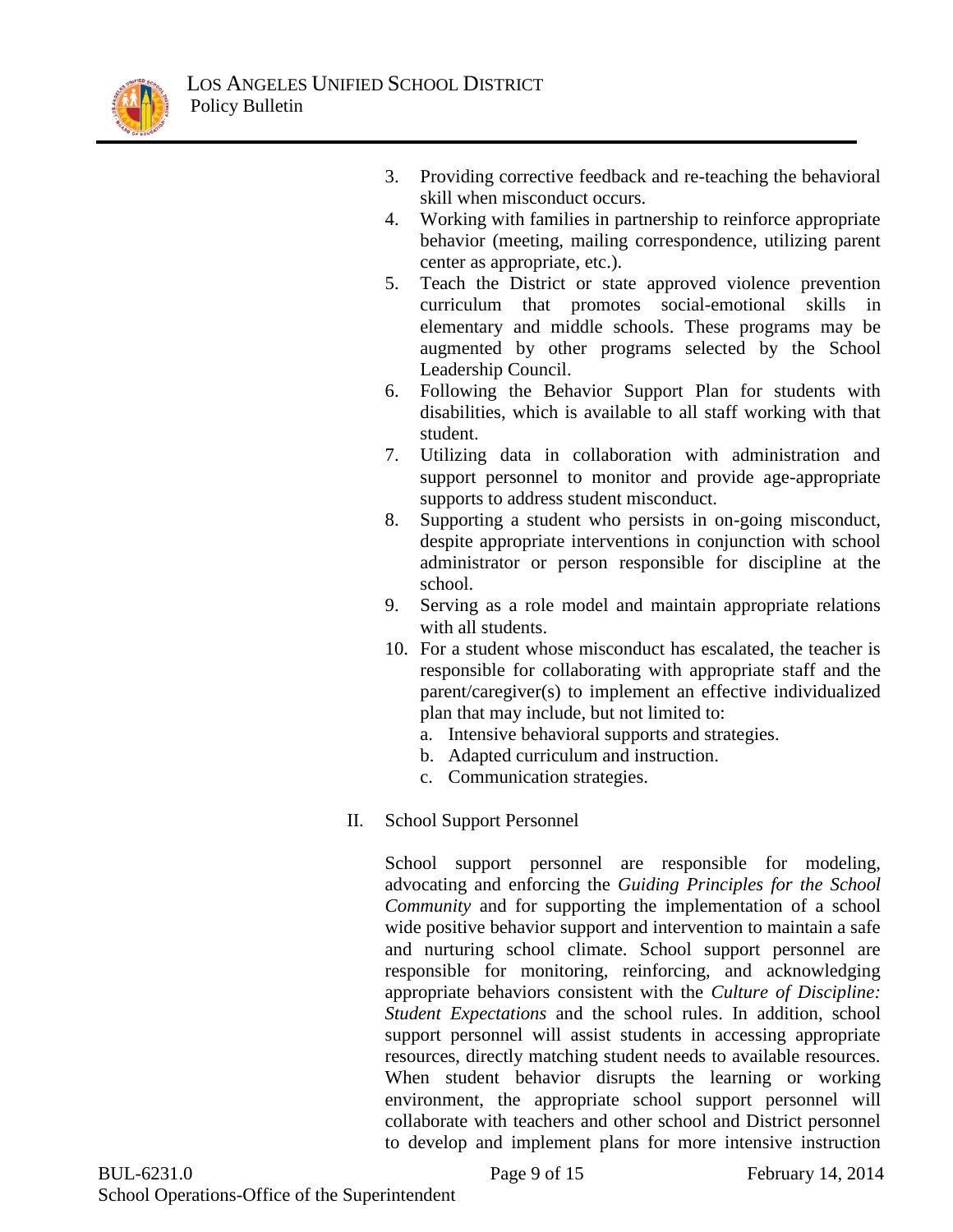3. Providing corrective feedback and re-teaching the behavioral skill when misconduct occurs.
4. Working with families in partnership to reinforce appropriate behavior (meeting, mailing correspondence, utilizing parent center as appropriate, etc.).
5. Teach the District or state approved violence prevention curriculum that promotes social-emotional skills in elementary and middle schools. These programs may be augmented by other programs selected by the School Leadership Council.
6. Following the Behavior Support Plan for students with disabilities, which is available to all staff working with that student.
7. Utilizing data in collaboration with administration and support personnel to monitor and provide age-appropriate supports to address student misconduct.
8. Supporting a student who persists in on-going misconduct, despite appropriate interventions in conjunction with school administrator or person responsible for discipline at the school.
9. Serving as a role model and maintain appropriate relations with all students.
10. For a student whose misconduct has escalated, the teacher is responsible for collaborating with appropriate staff and the parent/caregiver(s) to implement an effective individualized plan that may include, but not limited to:
    a. Intensive behavioral supports and strategies.
    b. Adapted curriculum and instruction.
    c. Communication strategies.

II. School Support Personnel

School support personnel are responsible for modeling, advocating and enforcing the *Guiding Principles for the School Community* and for supporting the implementation of a school wide positive behavior support and intervention to maintain a safe and nurturing school climate. School support personnel are responsible for monitoring, reinforcing, and acknowledging appropriate behaviors consistent with the *Culture of Discipline: Student Expectations* and the school rules. In addition, school support personnel will assist students in accessing appropriate resources, directly matching student needs to available resources. When student behavior disrupts the learning or working environment, the appropriate school support personnel will collaborate with teachers and other school and District personnel to develop and implement plans for more intensive instruction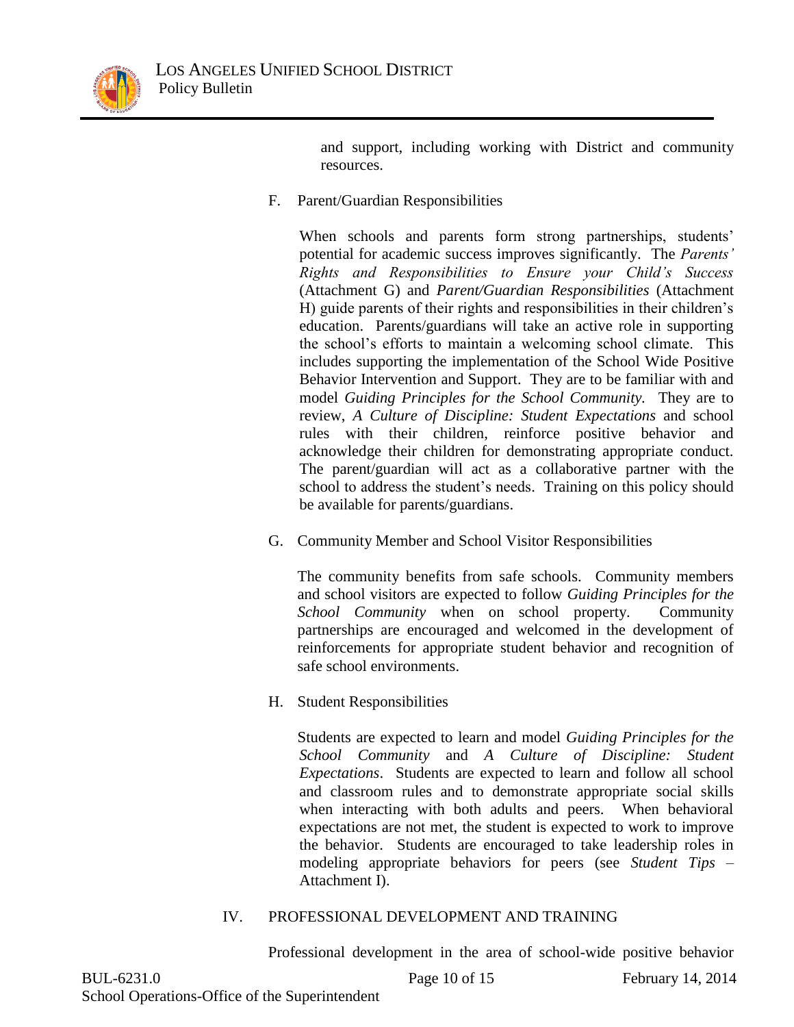and support, including working with District and community resources.

F. Parent/Guardian Responsibilities

When schools and parents form strong partnerships, students' potential for academic success improves significantly. The *Parents' Rights and Responsibilities to Ensure your Child's Success* (Attachment G) and *Parent/Guardian Responsibilities* (Attachment H) guide parents of their rights and responsibilities in their children's education. Parents/guardians will take an active role in supporting the school's efforts to maintain a welcoming school climate. This includes supporting the implementation of the School Wide Positive Behavior Intervention and Support. They are to be familiar with and model *Guiding Principles for the School Community.* They are to review, *A Culture of Discipline: Student Expectations* and school rules with their children, reinforce positive behavior and acknowledge their children for demonstrating appropriate conduct. The parent/guardian will act as a collaborative partner with the school to address the student's needs. Training on this policy should be available for parents/guardians.

G. Community Member and School Visitor Responsibilities

The community benefits from safe schools. Community members and school visitors are expected to follow *Guiding Principles for the School Community* when on school property. Community partnerships are encouraged and welcomed in the development of reinforcements for appropriate student behavior and recognition of safe school environments.

H. Student Responsibilities

Students are expected to learn and model *Guiding Principles for the School Community* and *A Culture of Discipline: Student Expectations*. Students are expected to learn and follow all school and classroom rules and to demonstrate appropriate social skills when interacting with both adults and peers. When behavioral expectations are not met, the student is expected to work to improve the behavior. Students are encouraged to take leadership roles in modeling appropriate behaviors for peers (see *Student Tips* – Attachment I).

## IV. PROFESSIONAL DEVELOPMENT AND TRAINING

Professional development in the area of school-wide positive behavior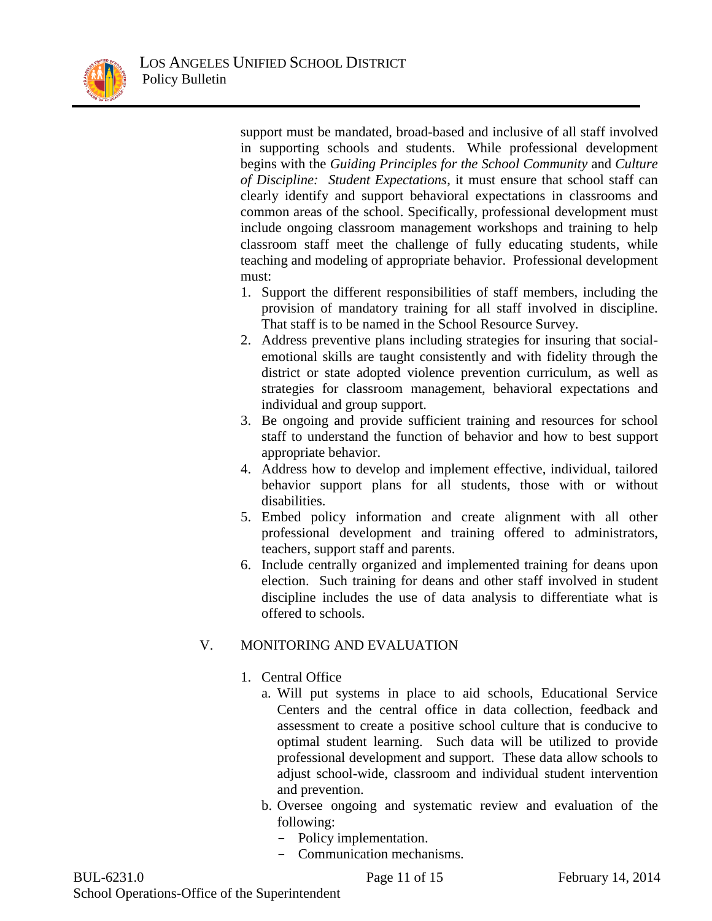support must be mandated, broad-based and inclusive of all staff involved in supporting schools and students. While professional development begins with the *Guiding Principles for the School Community* and *Culture of Discipline: Student Expectations*, it must ensure that school staff can clearly identify and support behavioral expectations in classrooms and common areas of the school. Specifically, professional development must include ongoing classroom management workshops and training to help classroom staff meet the challenge of fully educating students, while teaching and modeling of appropriate behavior. Professional development must:

1. Support the different responsibilities of staff members, including the provision of mandatory training for all staff involved in discipline. That staff is to be named in the School Resource Survey.
2. Address preventive plans including strategies for insuring that social-emotional skills are taught consistently and with fidelity through the district or state adopted violence prevention curriculum, as well as strategies for classroom management, behavioral expectations and individual and group support.
3. Be ongoing and provide sufficient training and resources for school staff to understand the function of behavior and how to best support appropriate behavior.
4. Address how to develop and implement effective, individual, tailored behavior support plans for all students, those with or without disabilities.
5. Embed policy information and create alignment with all other professional development and training offered to administrators, teachers, support staff and parents.
6. Include centrally organized and implemented training for deans upon election. Such training for deans and other staff involved in student discipline includes the use of data analysis to differentiate what is offered to schools.

## V. MONITORING AND EVALUATION

1. Central Office
   a. Will put systems in place to aid schools, Educational Service Centers and the central office in data collection, feedback and assessment to create a positive school culture that is conducive to optimal student learning. Such data will be utilized to provide professional development and support. These data allow schools to adjust school-wide, classroom and individual student intervention and prevention.
   b. Oversee ongoing and systematic review and evaluation of the following:
      - Policy implementation.
      - Communication mechanisms.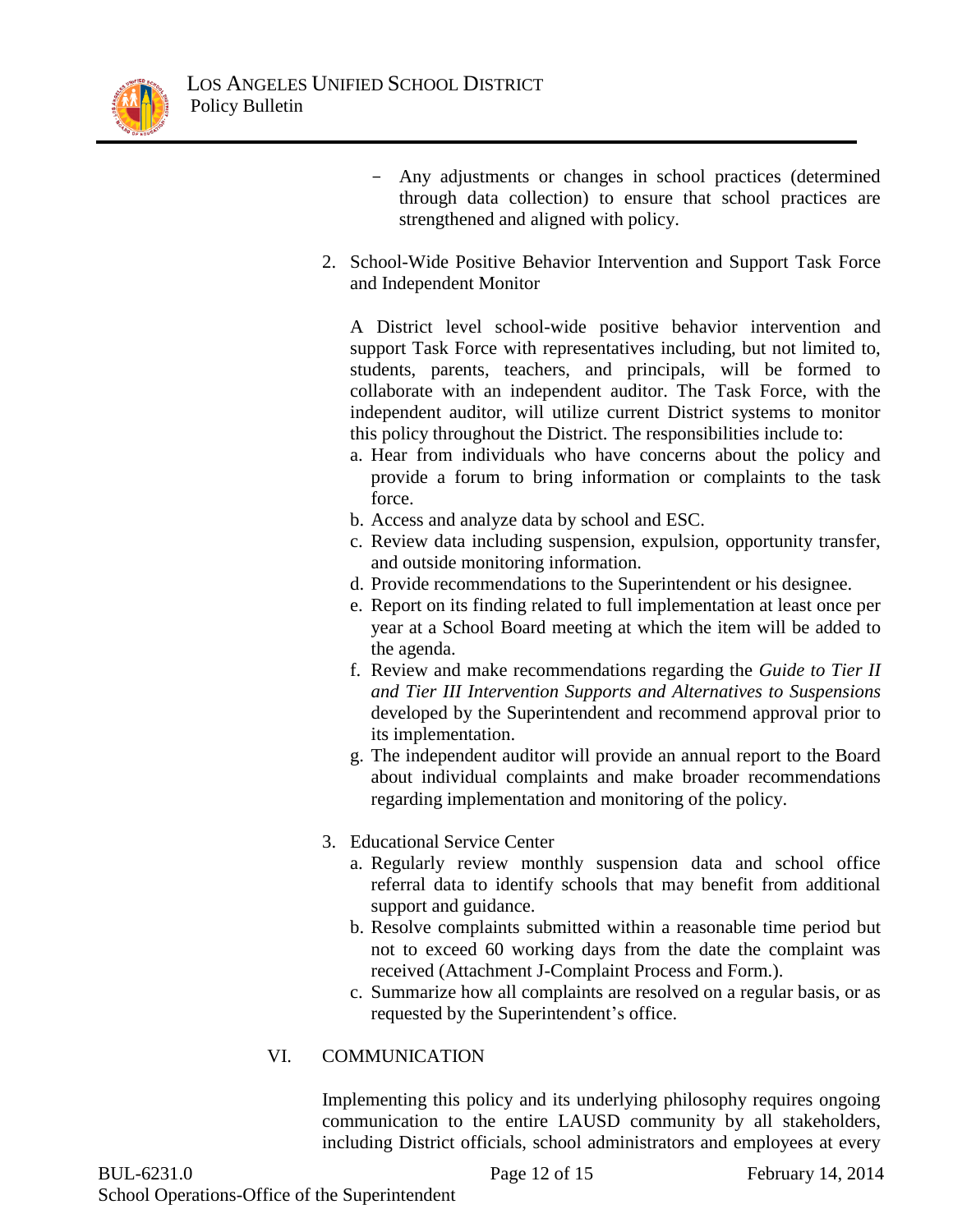- Any adjustments or changes in school practices (determined through data collection) to ensure that school practices are strengthened and aligned with policy.

2. School-Wide Positive Behavior Intervention and Support Task Force and Independent Monitor

   A District level school-wide positive behavior intervention and support Task Force with representatives including, but not limited to, students, parents, teachers, and principals, will be formed to collaborate with an independent auditor. The Task Force, with the independent auditor, will utilize current District systems to monitor this policy throughout the District. The responsibilities include to:

   a. Hear from individuals who have concerns about the policy and provide a forum to bring information or complaints to the task force.
   b. Access and analyze data by school and ESC.
   c. Review data including suspension, expulsion, opportunity transfer, and outside monitoring information.
   d. Provide recommendations to the Superintendent or his designee.
   e. Report on its finding related to full implementation at least once per year at a School Board meeting at which the item will be added to the agenda.
   f. Review and make recommendations regarding the *Guide to Tier II and Tier III Intervention Supports and Alternatives to Suspensions* developed by the Superintendent and recommend approval prior to its implementation.
   g. The independent auditor will provide an annual report to the Board about individual complaints and make broader recommendations regarding implementation and monitoring of the policy.

3. Educational Service Center

   a. Regularly review monthly suspension data and school office referral data to identify schools that may benefit from additional support and guidance.
   b. Resolve complaints submitted within a reasonable time period but not to exceed 60 working days from the date the complaint was received (Attachment J-Complaint Process and Form.).
   c. Summarize how all complaints are resolved on a regular basis, or as requested by the Superintendent's office.

## VI. COMMUNICATION

Implementing this policy and its underlying philosophy requires ongoing communication to the entire LAUSD community by all stakeholders, including District officials, school administrators and employees at every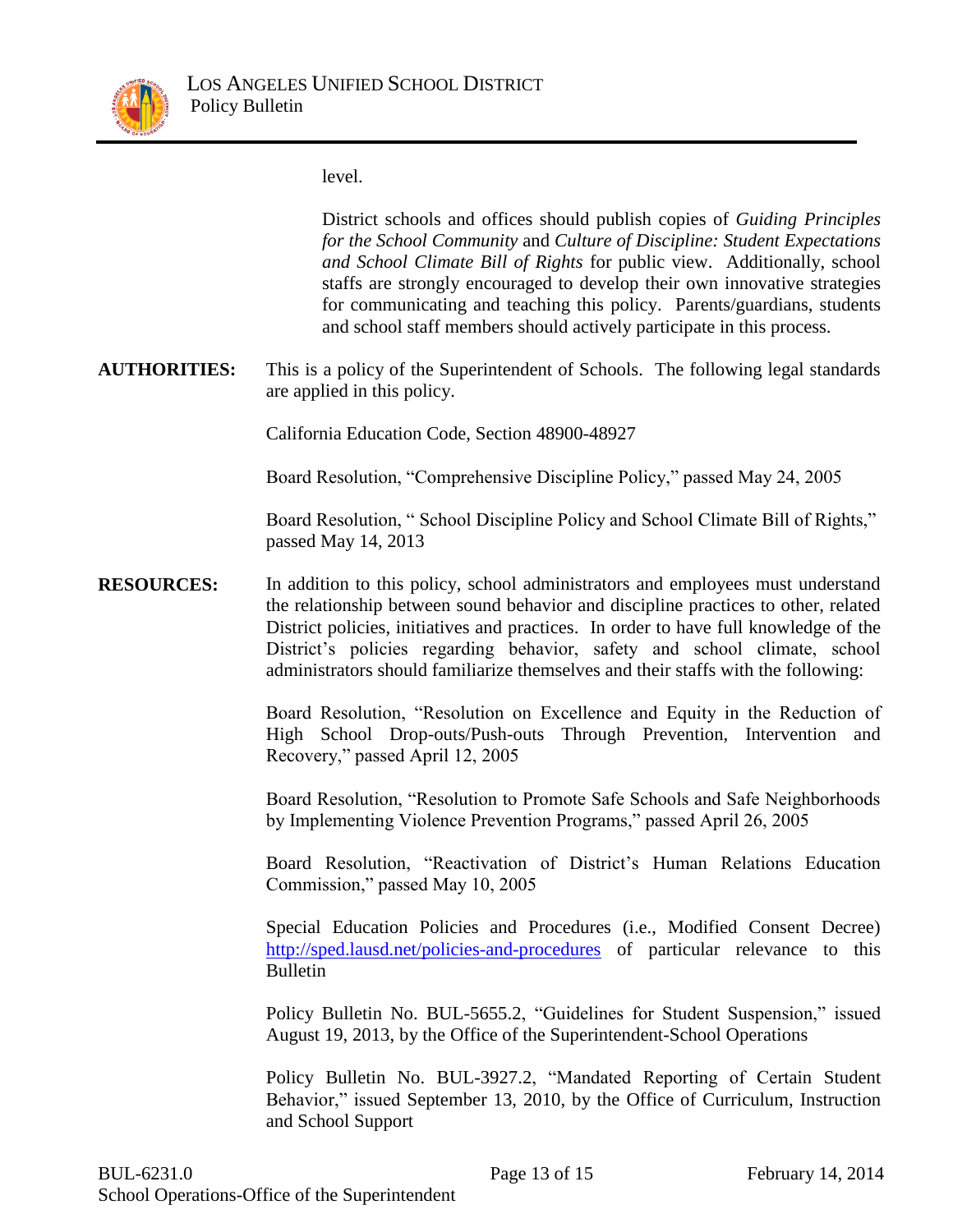level.

District schools and offices should publish copies of *Guiding Principles for the School Community* and *Culture of Discipline: Student Expectations and School Climate Bill of Rights* for public view. Additionally, school staffs are strongly encouraged to develop their own innovative strategies for communicating and teaching this policy. Parents/guardians, students and school staff members should actively participate in this process.

**AUTHORITIES:** This is a policy of the Superintendent of Schools. The following legal standards are applied in this policy.

California Education Code, Section 48900-48927

Board Resolution, "Comprehensive Discipline Policy," passed May 24, 2005

Board Resolution, " School Discipline Policy and School Climate Bill of Rights," passed May 14, 2013

**RESOURCES:** In addition to this policy, school administrators and employees must understand the relationship between sound behavior and discipline practices to other, related District policies, initiatives and practices. In order to have full knowledge of the District's policies regarding behavior, safety and school climate, school administrators should familiarize themselves and their staffs with the following:

Board Resolution, "Resolution on Excellence and Equity in the Reduction of High School Drop-outs/Push-outs Through Prevention, Intervention and Recovery," passed April 12, 2005

Board Resolution, "Resolution to Promote Safe Schools and Safe Neighborhoods by Implementing Violence Prevention Programs," passed April 26, 2005

Board Resolution, "Reactivation of District's Human Relations Education Commission," passed May 10, 2005

Special Education Policies and Procedures (i.e., Modified Consent Decree) http://sped.lausd.net/policies-and-procedures of particular relevance to this Bulletin

Policy Bulletin No. BUL-5655.2, "Guidelines for Student Suspension," issued August 19, 2013, by the Office of the Superintendent-School Operations

Policy Bulletin No. BUL-3927.2, "Mandated Reporting of Certain Student Behavior," issued September 13, 2010, by the Office of Curriculum, Instruction and School Support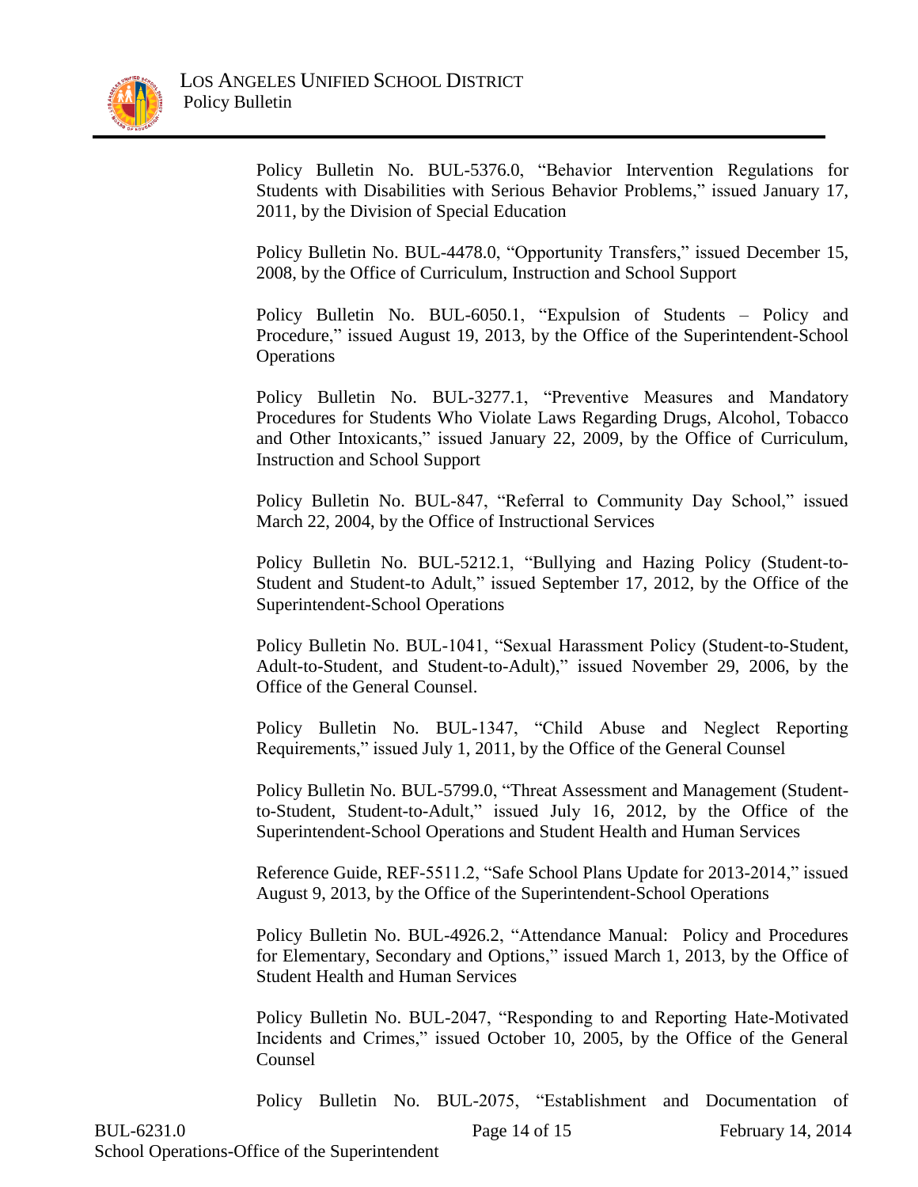Policy Bulletin No. BUL-5376.0, "Behavior Intervention Regulations for Students with Disabilities with Serious Behavior Problems," issued January 17, 2011, by the Division of Special Education

Policy Bulletin No. BUL-4478.0, "Opportunity Transfers," issued December 15, 2008, by the Office of Curriculum, Instruction and School Support

Policy Bulletin No. BUL-6050.1, "Expulsion of Students – Policy and Procedure," issued August 19, 2013, by the Office of the Superintendent-School Operations

Policy Bulletin No. BUL-3277.1, "Preventive Measures and Mandatory Procedures for Students Who Violate Laws Regarding Drugs, Alcohol, Tobacco and Other Intoxicants," issued January 22, 2009, by the Office of Curriculum, Instruction and School Support

Policy Bulletin No. BUL-847, "Referral to Community Day School," issued March 22, 2004, by the Office of Instructional Services

Policy Bulletin No. BUL-5212.1, "Bullying and Hazing Policy (Student-to-Student and Student-to-Adult," issued September 17, 2012, by the Office of the Superintendent-School Operations

Policy Bulletin No. BUL-1041, "Sexual Harassment Policy (Student-to-Student, Adult-to-Student, and Student-to-Adult)," issued November 29, 2006, by the Office of the General Counsel.

Policy Bulletin No. BUL-1347, "Child Abuse and Neglect Reporting Requirements," issued July 1, 2011, by the Office of the General Counsel

Policy Bulletin No. BUL-5799.0, "Threat Assessment and Management (Student-to-Student, Student-to-Adult," issued July 16, 2012, by the Office of the Superintendent-School Operations and Student Health and Human Services

Reference Guide, REF-5511.2, "Safe School Plans Update for 2013-2014," issued August 9, 2013, by the Office of the Superintendent-School Operations

Policy Bulletin No. BUL-4926.2, "Attendance Manual: Policy and Procedures for Elementary, Secondary and Options," issued March 1, 2013, by the Office of Student Health and Human Services

Policy Bulletin No. BUL-2047, "Responding to and Reporting Hate-Motivated Incidents and Crimes," issued October 10, 2005, by the Office of the General Counsel

Policy Bulletin No. BUL-2075, "Establishment and Documentation of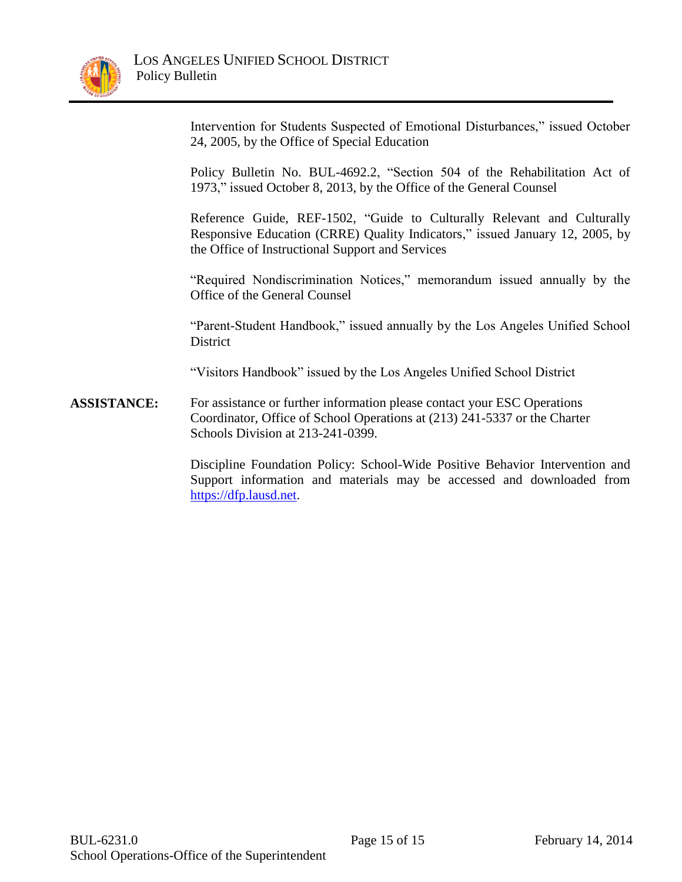Intervention for Students Suspected of Emotional Disturbances," issued October 24, 2005, by the Office of Special Education

Policy Bulletin No. BUL-4692.2, "Section 504 of the Rehabilitation Act of 1973," issued October 8, 2013, by the Office of the General Counsel

Reference Guide, REF-1502, "Guide to Culturally Relevant and Culturally Responsive Education (CRRE) Quality Indicators," issued January 12, 2005, by the Office of Instructional Support and Services

"Required Nondiscrimination Notices," memorandum issued annually by the Office of the General Counsel

"Parent-Student Handbook," issued annually by the Los Angeles Unified School District

"Visitors Handbook" issued by the Los Angeles Unified School District

**ASSISTANCE:** For assistance or further information please contact your ESC Operations Coordinator, Office of School Operations at (213) 241-5337 or the Charter Schools Division at 213-241-0399.

Discipline Foundation Policy: School-Wide Positive Behavior Intervention and Support information and materials may be accessed and downloaded from https://dfp.lausd.net.